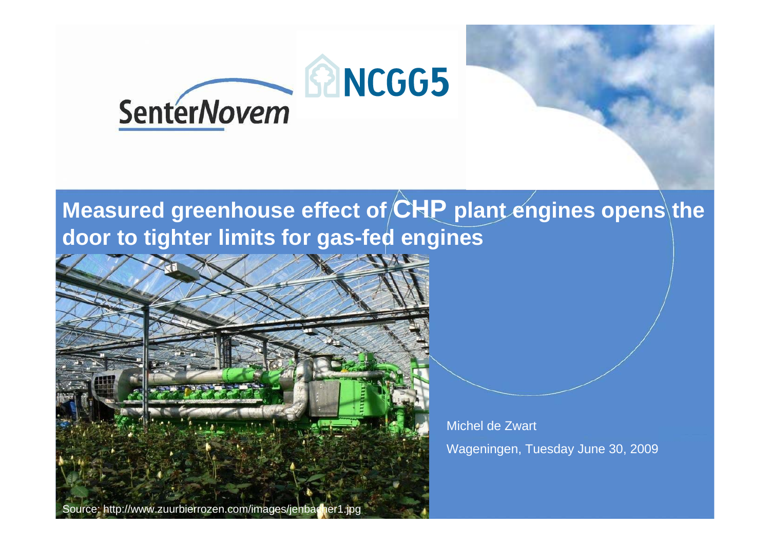SenterNovem

NCGG5

# Measured greenhouse effect of CHP plant engines opens the door to tighter limits for gas-fed engines

Source: http://www.zuurbierrozen.com/images/jenbacher1.jpg

Michel de Zwart

Wageningen, Tuesday June 30, 2009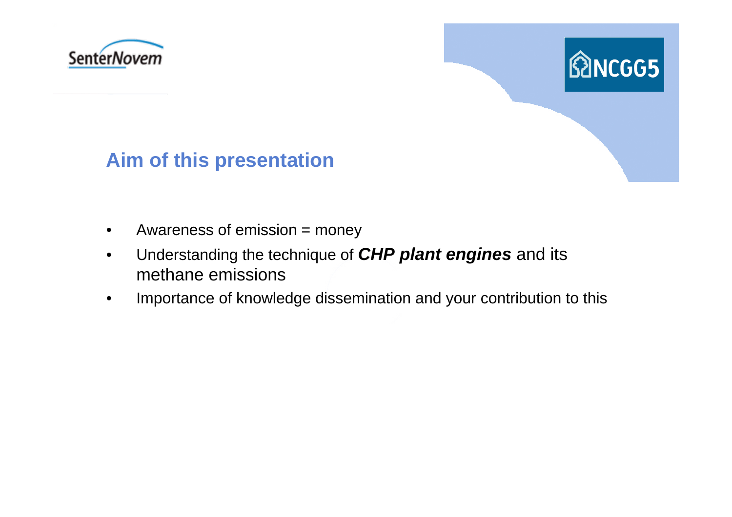## Aim of this presentation

- Awareness of emission = money
- Understanding the technique of ***CHP plant engines*** and its methane emissions
- Importance of knowledge dissemination and your contribution to this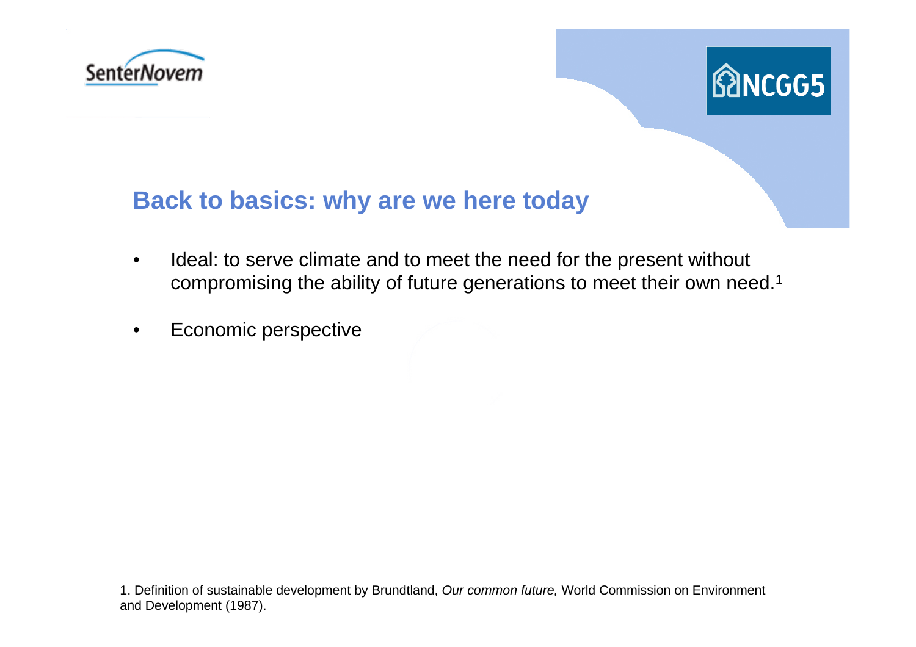## Back to basics: why are we here today

- Ideal: to serve climate and to meet the need for the present without compromising the ability of future generations to meet their own need.[1]
- Economic perspective

1. Definition of sustainable development by Brundtland, *Our common future,* World Commission on Environment and Development (1987).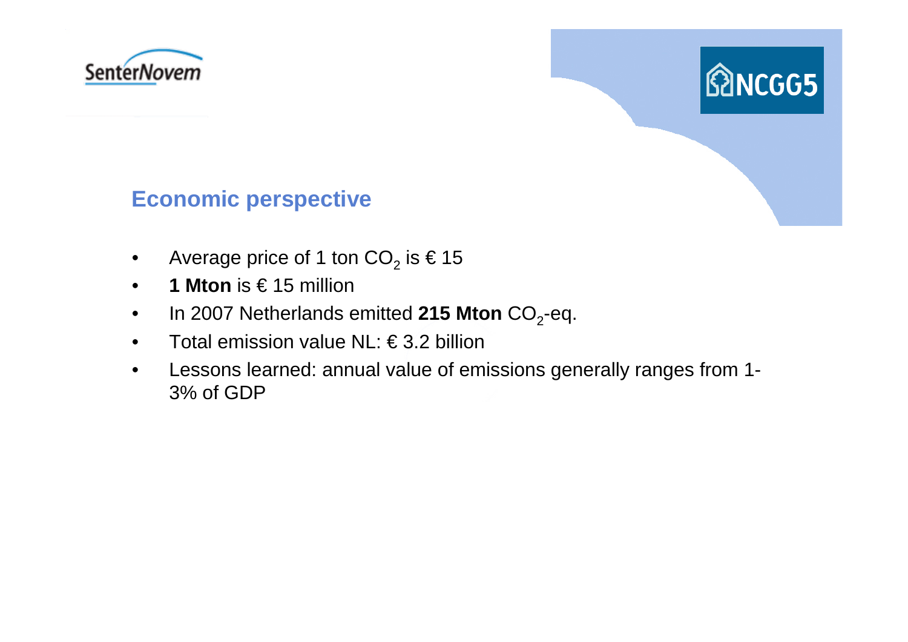## Economic perspective

- Average price of 1 ton $CO_2$ is € 15
- **1 Mton** is € 15 million
- In 2007 Netherlands emitted **215 Mton** $CO_2$-eq.
- Total emission value NL: € 3.2 billion
- Lessons learned: annual value of emissions generally ranges from 1-3% of GDP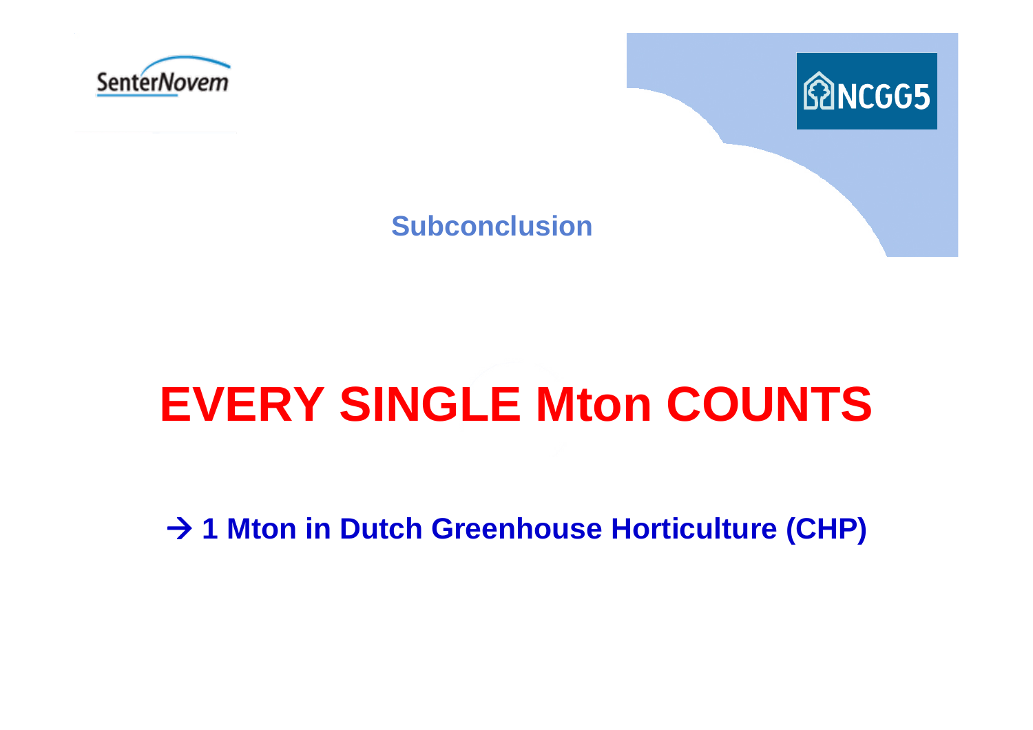## Subconclusion

# EVERY SINGLE Mton COUNTS

**→ 1 Mton in Dutch Greenhouse Horticulture (CHP)**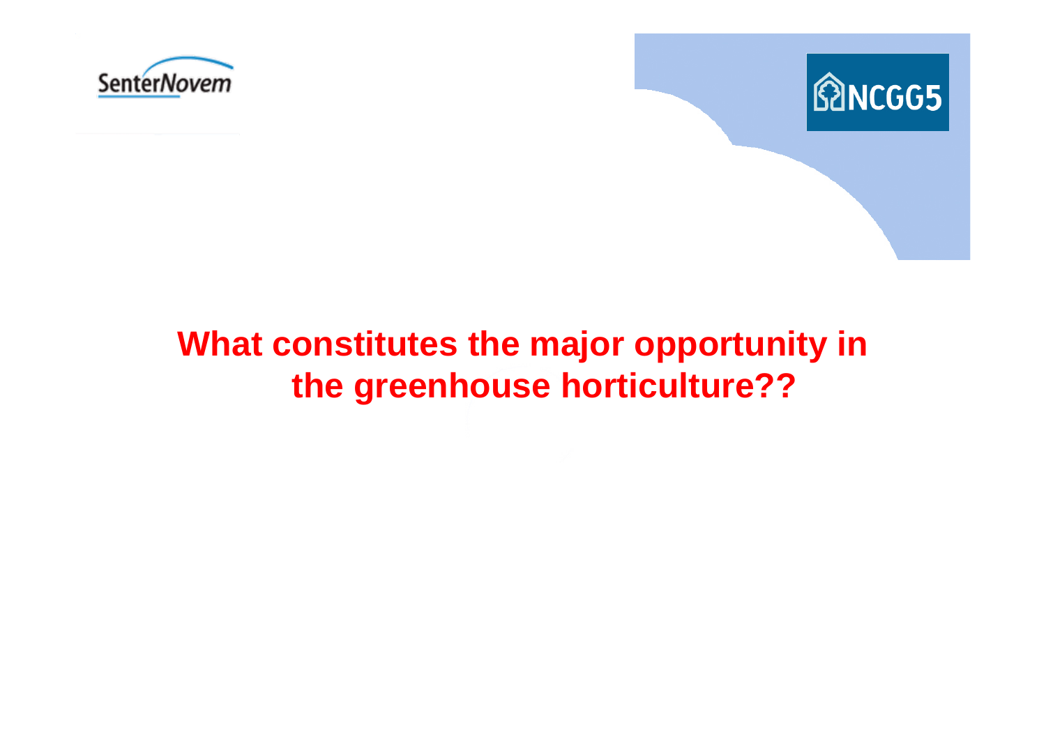# What constitutes the major opportunity in the greenhouse horticulture??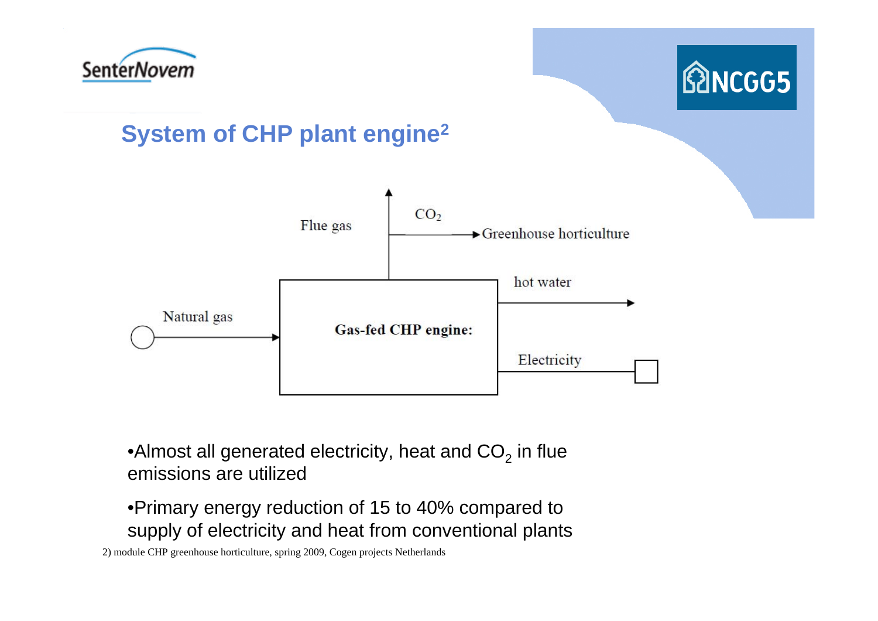## System of CHP plant engine[2]

Flue gas

$CO_2$ → Greenhouse horticulture

hot water →

Natural gas → **Gas-fed CHP engine:**

Electricity

- Almost all generated electricity, heat and $CO_2$ in flue emissions are utilized
- Primary energy reduction of 15 to 40% compared to supply of electricity and heat from conventional plants

2) module CHP greenhouse horticulture, spring 2009, Cogen projects Netherlands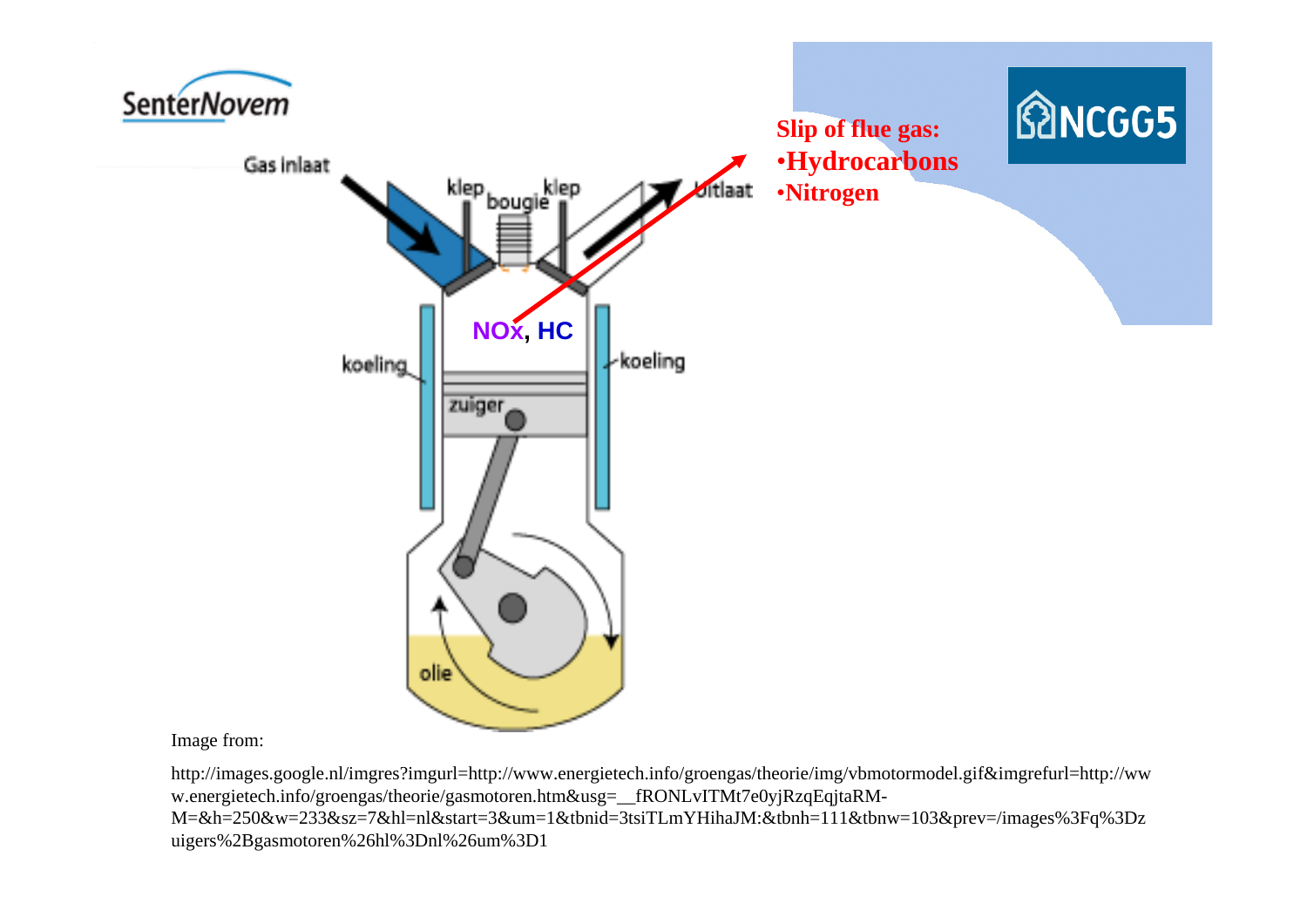Gas inlaat

klep bougie klep

uitlaat

**Slip of flue gas:**

- **Hydrocarbons**
- **Nitrogen**

**NOx, HC**

koeling

koeling

zuiger

olie

Image from:

http://images.google.nl/imgres?imgurl=http://www.energietech.info/groengas/theorie/img/vbmotormodel.gif&imgrefurl=http://www.energietech.info/groengas/theorie/gasmotoren.htm&usg=__fRONLvITMt7e0yjRzqEqjtaRM-M=&h=250&w=233&sz=7&hl=nl&start=3&um=1&tbnid=3tsiTLmYHihaJM:&tbnh=111&tbnw=103&prev=/images%3Fq%3Dzuigers%2Bgasmotoren%26hl%3Dnl%26um%3D1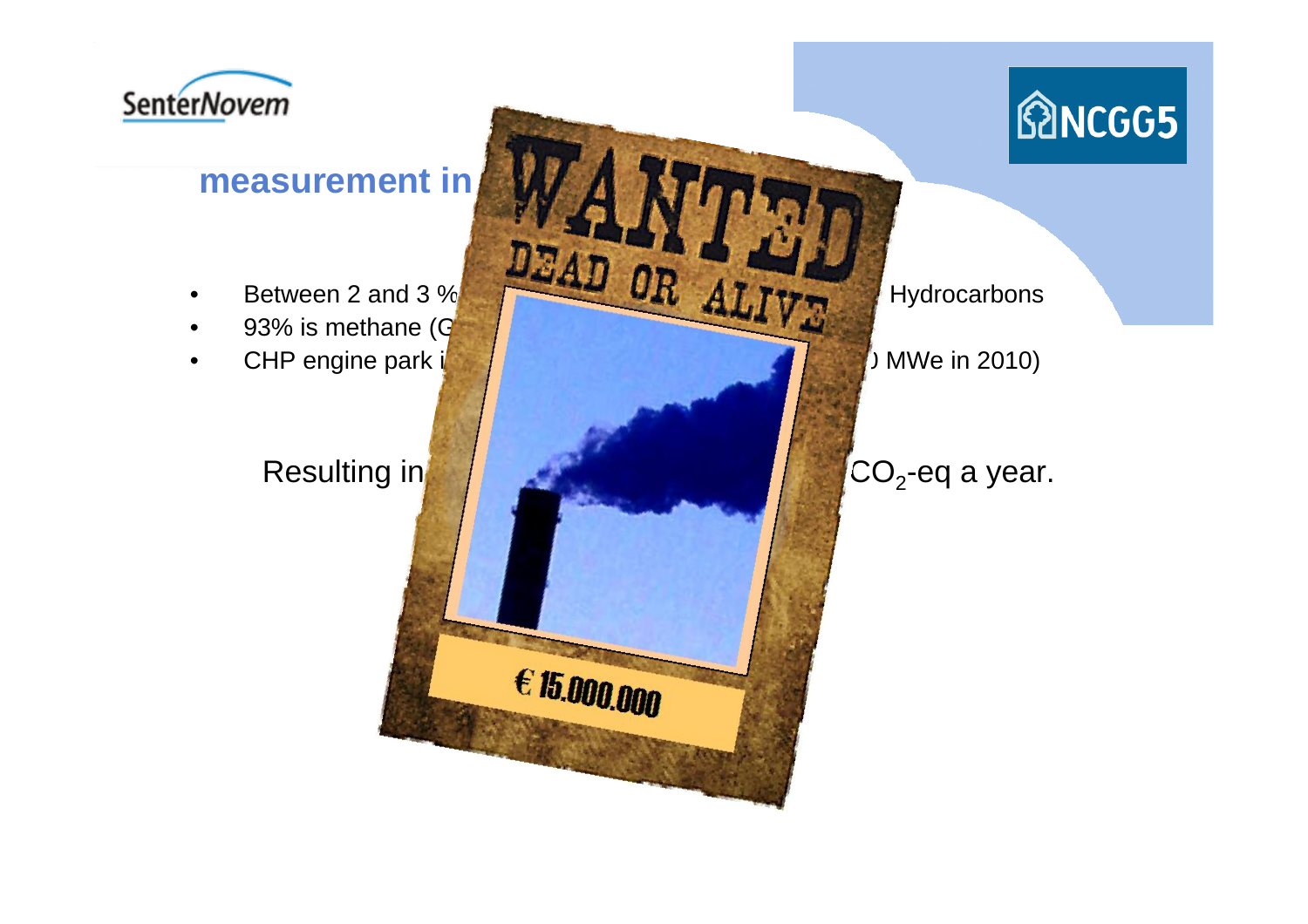## measurement in

- Between 2 and 3 % Hydrocarbons
- 93% is methane (G
- CHP engine park i ) MWe in 2010)

Resulting in $CO_2$-eq a year.

WANTED

DEAD OR ALIVE

€ 15.000.000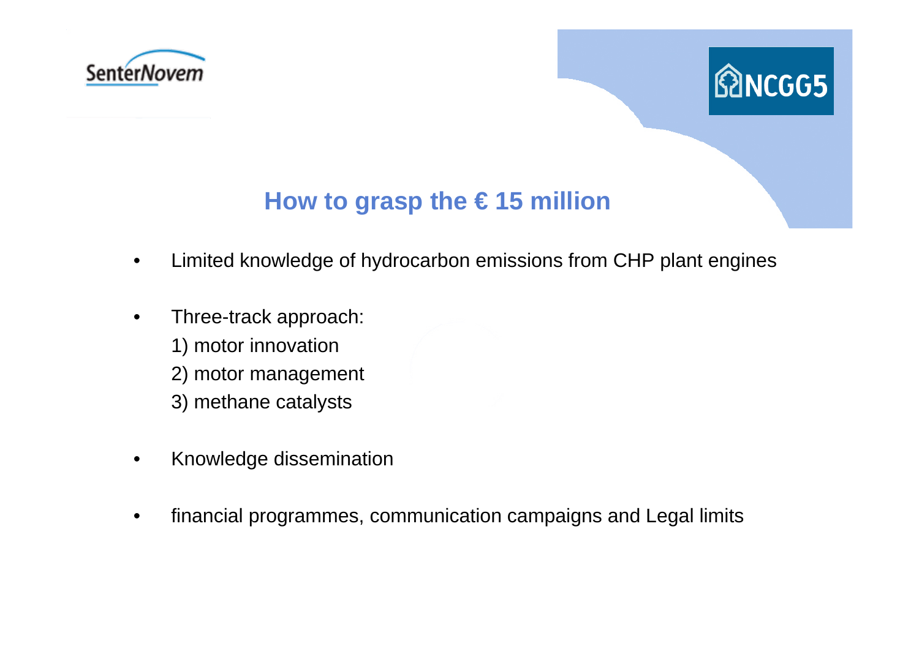## How to grasp the € 15 million

- Limited knowledge of hydrocarbon emissions from CHP plant engines
- Three-track approach:
  1) motor innovation
  2) motor management
  3) methane catalysts
- Knowledge dissemination
- financial programmes, communication campaigns and Legal limits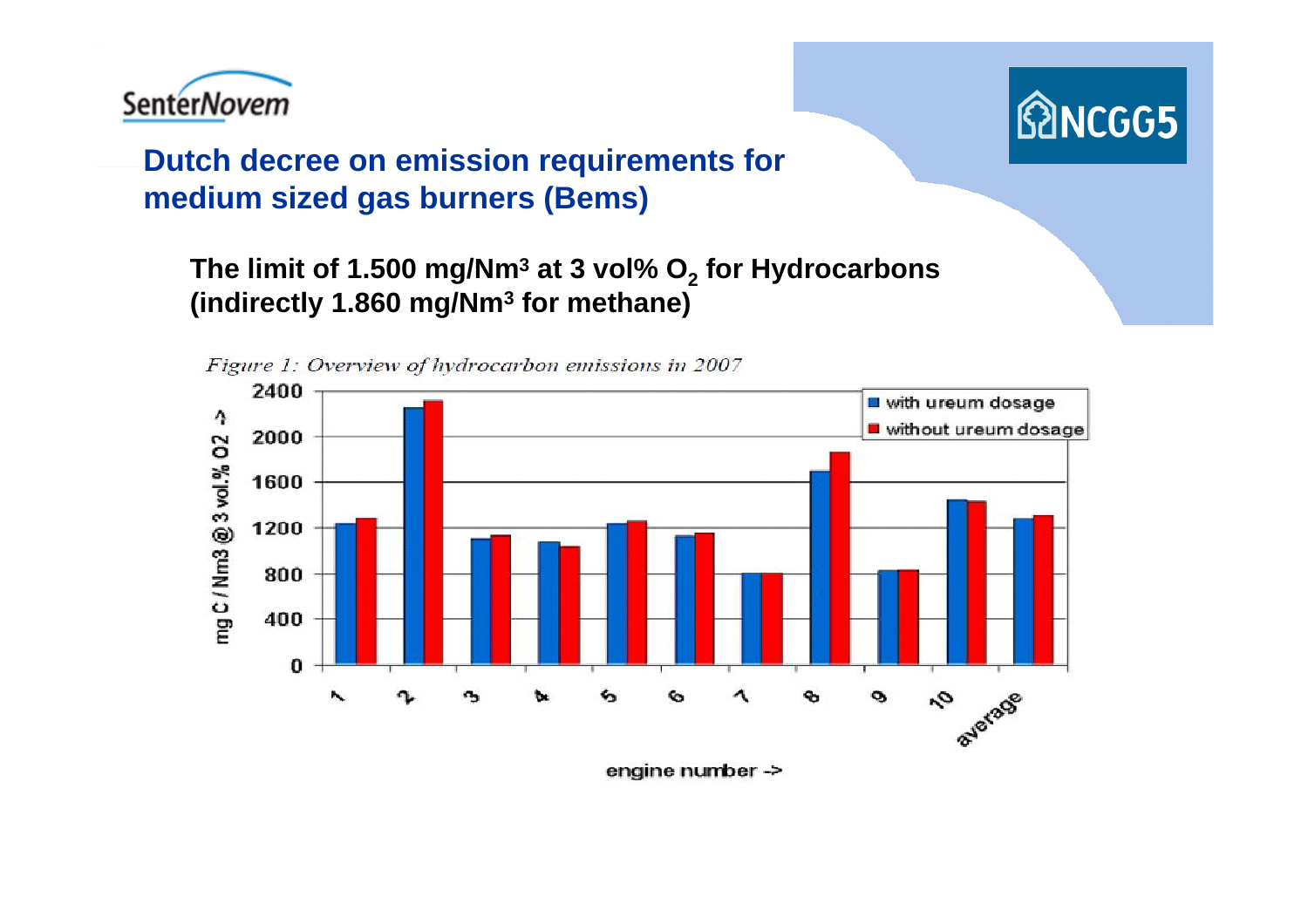## Dutch decree on emission requirements for medium sized gas burners (Bems)

**The limit of 1.500 mg/Nm³ at 3 vol% $O_2$ for Hydrocarbons (indirectly 1.860 mg/Nm³ for methane)**

*Figure 1: Overview of hydrocarbon emissions in 2007*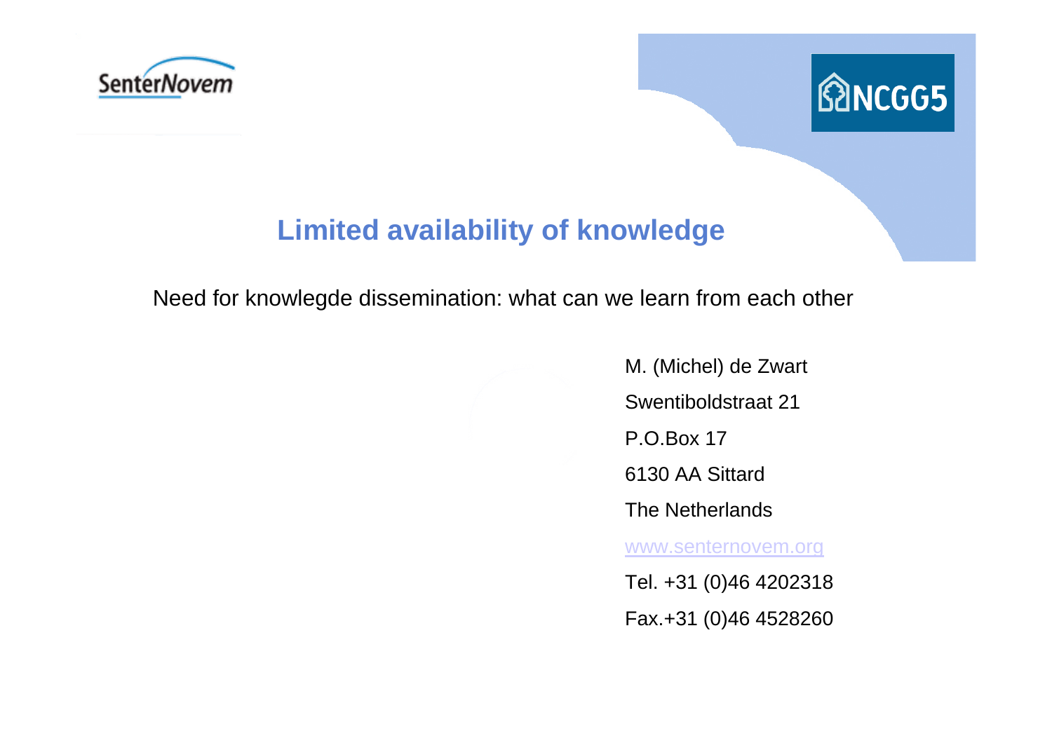SenterNovem

NCGG5

# Limited availability of knowledge

Need for knowlegde dissemination: what can we learn from each other

M. (Michel) de Zwart

Swentiboldstraat 21

P.O.Box 17

6130 AA Sittard

The Netherlands

www.senternovem.org

Tel. +31 (0)46 4202318

Fax.+31 (0)46 4528260